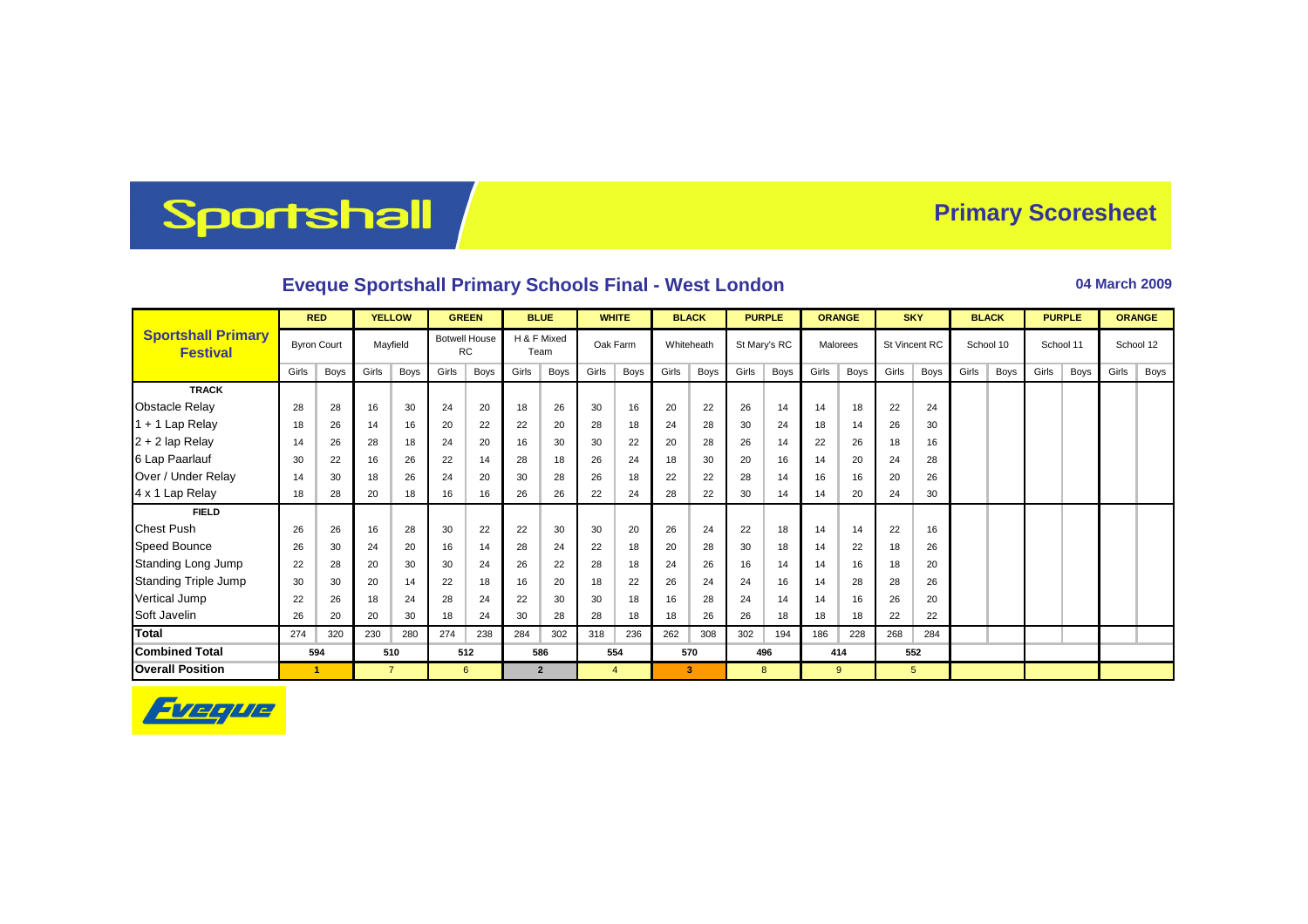# Sportshall

## Primary Scoresheet

### Eveque Sportshall Primary Schools Final - West London

**04 March 2009**

| Sportshall Primary Festival | RED | | YELLOW | | GREEN | | BLUE | | WHITE | | BLACK | | PURPLE | | ORANGE | | SKY | | BLACK | | PURPLE | | ORANGE | |
|---|---|---|---|---|---|---|---|---|---|---|---|---|---|---|---|---|---|---|---|---|---|---|---|---|
| | Byron Court | | Mayfield | | Botwell House RC | | H & F Mixed Team | | Oak Farm | | Whiteheath | | St Mary's RC | | Malorees | | St Vincent RC | | School 10 | | School 11 | | School 12 | |
| | Girls | Boys | Girls | Boys | Girls | Boys | Girls | Boys | Girls | Boys | Girls | Boys | Girls | Boys | Girls | Boys | Girls | Boys | Girls | Boys | Girls | Boys | Girls | Boys |
| **TRACK** | | | | | | | | | | | | | | | | | | | | | | | | |
| Obstacle Relay | 28 | 28 | 16 | 30 | 24 | 20 | 18 | 26 | 30 | 16 | 20 | 22 | 26 | 14 | 14 | 18 | 22 | 24 | | | | | | |
| 1 + 1 Lap Relay | 18 | 26 | 14 | 16 | 20 | 22 | 22 | 20 | 28 | 18 | 24 | 28 | 30 | 24 | 18 | 14 | 26 | 30 | | | | | | |
| 2 + 2 lap Relay | 14 | 26 | 28 | 18 | 24 | 20 | 16 | 30 | 30 | 22 | 20 | 28 | 26 | 14 | 22 | 26 | 18 | 16 | | | | | | |
| 6 Lap Paarlauf | 30 | 22 | 16 | 26 | 22 | 14 | 28 | 18 | 26 | 24 | 18 | 30 | 20 | 16 | 14 | 20 | 24 | 28 | | | | | | |
| Over / Under Relay | 14 | 30 | 18 | 26 | 24 | 20 | 30 | 28 | 26 | 18 | 22 | 22 | 28 | 14 | 16 | 16 | 20 | 26 | | | | | | |
| 4 x 1 Lap Relay | 18 | 28 | 20 | 18 | 16 | 16 | 26 | 26 | 22 | 24 | 28 | 22 | 30 | 14 | 14 | 20 | 24 | 30 | | | | | | |
| **FIELD** | | | | | | | | | | | | | | | | | | | | | | | | |
| Chest Push | 26 | 26 | 16 | 28 | 30 | 22 | 22 | 30 | 30 | 20 | 26 | 24 | 22 | 18 | 14 | 14 | 22 | 16 | | | | | | |
| Speed Bounce | 26 | 30 | 24 | 20 | 16 | 14 | 28 | 24 | 22 | 18 | 20 | 28 | 30 | 18 | 14 | 22 | 18 | 26 | | | | | | |
| Standing Long Jump | 22 | 28 | 20 | 30 | 30 | 24 | 26 | 22 | 28 | 18 | 24 | 26 | 16 | 14 | 14 | 16 | 18 | 20 | | | | | | |
| Standing Triple Jump | 30 | 30 | 20 | 14 | 22 | 18 | 16 | 20 | 18 | 22 | 26 | 24 | 24 | 16 | 14 | 28 | 28 | 26 | | | | | | |
| Vertical Jump | 22 | 26 | 18 | 24 | 28 | 24 | 22 | 30 | 30 | 18 | 16 | 28 | 24 | 14 | 14 | 16 | 26 | 20 | | | | | | |
| Soft Javelin | 26 | 20 | 20 | 30 | 18 | 24 | 30 | 28 | 28 | 18 | 18 | 26 | 26 | 18 | 18 | 18 | 22 | 22 | | | | | | |
| **Total** | 274 | 320 | 230 | 280 | 274 | 238 | 284 | 302 | 318 | 236 | 262 | 308 | 302 | 194 | 186 | 228 | 268 | 284 | | | | | | |
| **Combined Total** | 594 | | 510 | | 512 | | 586 | | 554 | | 570 | | 496 | | 414 | | 552 | | | | | | | |
| **Overall Position** | 1 | | 7 | | 6 | | 2 | | 4 | | 3 | | 8 | | 9 | | 5 | | | | | | | |

Eveque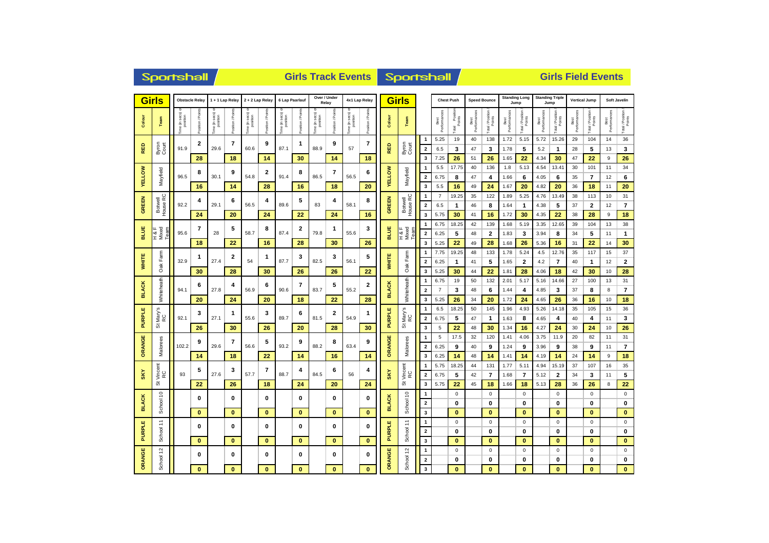## Sportshall — Girls Track Events

| Colour | Team | Obstacle Relay Time (in secs) or position | Obstacle Relay Position / Points | 1 + 1 Lap Relay Time (in secs) or position | 1 + 1 Lap Relay Position / Points | 2 + 2 Lap Relay Time (in secs) or position | 2 + 2 Lap Relay Position / Points | 6 Lap Paarlauf Time (in secs) or position | 6 Lap Paarlauf Position / Points | Over / Under Relay Time (in secs) or position | Over / Under Relay Position / Points | 4x1 Lap Relay Time (in secs) or position | 4x1 Lap Relay Position / Points |
|---|---|---|---|---|---|---|---|---|---|---|---|---|---|
| RED | Byron Court | 91.9 | 2 / 28 | 29.6 | 7 / 18 | 60.6 | 9 / 14 | 87.1 | 1 / 30 | 88.9 | 9 / 14 | 57 | 7 / 18 |
| YELLOW | Mayfield | 96.5 | 8 / 16 | 30.1 | 9 / 14 | 54.8 | 2 / 28 | 91.4 | 8 / 16 | 86.5 | 7 / 18 | 56.5 | 6 / 20 |
| GREEN | Botwell House RC | 92.2 | 4 / 24 | 29.1 | 6 / 20 | 56.5 | 4 / 24 | 89.6 | 5 / 22 | 83 | 4 / 24 | 58.1 | 8 / 16 |
| BLUE | H & F Mixed Team | 95.6 | 7 / 18 | 28 | 5 / 22 | 58.7 | 8 / 16 | 87.4 | 2 / 28 | 79.8 | 1 / 30 | 55.6 | 3 / 26 |
| WHITE | Oak Farm | 32.9 | 1 / 30 | 27.4 | 2 / 28 | 54 | 1 / 30 | 87.7 | 3 / 26 | 82.5 | 3 / 26 | 56.1 | 5 / 22 |
| BLACK | Whiteheath | 94.1 | 6 / 20 | 27.8 | 4 / 24 | 56.9 | 6 / 20 | 90.6 | 7 / 18 | 83.7 | 5 / 22 | 55.2 | 2 / 28 |
| PURPLE | St Mary's RC | 92.1 | 3 / 26 | 27.1 | 1 / 30 | 55.6 | 3 / 26 | 89.7 | 6 / 20 | 81.5 | 2 / 28 | 54.9 | 1 / 30 |
| ORANGE | Malorees | 102.2 | 9 / 14 | 29.6 | 7 / 18 | 56.6 | 5 / 22 | 93.2 | 9 / 14 | 88.2 | 8 / 16 | 63.4 | 9 / 14 |
| SKY | St Vincent RC | 93 | 5 / 22 | 27.6 | 3 / 26 | 57.7 | 7 / 18 | 88.7 | 4 / 24 | 84.5 | 6 / 20 | 56 | 4 / 24 |
| BLACK | School 10 | | 0 / 0 | | 0 / 0 | | 0 / 0 | | 0 / 0 | | 0 / 0 | | 0 / 0 |
| PURPLE | School 11 | | 0 / 0 | | 0 / 0 | | 0 / 0 | | 0 / 0 | | 0 / 0 | | 0 / 0 |
| ORANGE | School 12 | | 0 / 0 | | 0 / 0 | | 0 / 0 | | 0 / 0 | | 0 / 0 | | 0 / 0 |

## Sportshall — Girls Field Events

| Colour | Team | | Chest Push Best Performances | Chest Push Total / Position / Points | Speed Bounce Best Performances | Speed Bounce Total / Position / Points | Standing Long Jump Best Performances | Standing Long Jump Total / Position / Points | Standing Triple Jump Best Performances | Standing Triple Jump Total / Position / Points | Vertical Jump Best Performances | Vertical Jump Total / Position / Points | Soft Javelin Best Performances | Soft Javelin Total / Position / Points |
|---|---|---|---|---|---|---|---|---|---|---|---|---|---|---|
| RED | Byron Court | 1 | 5.25 | 19 | 40 | 138 | 1.72 | 5.15 | 5.72 | 15.26 | 29 | 104 | 14 | 36 |
| | | 2 | 6.5 | 3 | 47 | 3 | 1.78 | 5 | 5.2 | 1 | 28 | 5 | 13 | 3 |
| | | 3 | 7.25 | 26 | 51 | 26 | 1.65 | 22 | 4.34 | 30 | 47 | 22 | 9 | 26 |
| YELLOW | Mayfield | 1 | 5.5 | 17.75 | 40 | 136 | 1.8 | 5.13 | 4.54 | 13.41 | 30 | 101 | 11 | 34 |
| | | 2 | 6.75 | 8 | 47 | 4 | 1.66 | 6 | 4.05 | 6 | 35 | 7 | 12 | 6 |
| | | 3 | 5.5 | 16 | 49 | 24 | 1.67 | 20 | 4.82 | 20 | 36 | 18 | 11 | 20 |
| GREEN | Botwell House RC | 1 | 7 | 19.25 | 35 | 122 | 1.89 | 5.25 | 4.76 | 13.49 | 38 | 113 | 10 | 31 |
| | | 2 | 6.5 | 1 | 46 | 8 | 1.64 | 1 | 4.38 | 5 | 37 | 2 | 12 | 7 |
| | | 3 | 5.75 | 30 | 41 | 16 | 1.72 | 30 | 4.35 | 22 | 38 | 28 | 9 | 18 |
| BLUE | H & F Mixed Team | 1 | 6.75 | 18.25 | 42 | 139 | 1.68 | 5.19 | 3.35 | 12.65 | 39 | 104 | 13 | 38 |
| | | 2 | 6.25 | 5 | 48 | 2 | 1.83 | 3 | 3.94 | 8 | 34 | 5 | 11 | 1 |
| | | 3 | 5.25 | 22 | 49 | 28 | 1.68 | 26 | 5.36 | 16 | 31 | 22 | 14 | 30 |
| WHITE | Oak Farm | 1 | 7.75 | 19.25 | 48 | 133 | 1.78 | 5.24 | 4.5 | 12.76 | 35 | 117 | 15 | 37 |
| | | 2 | 6.25 | 1 | 41 | 5 | 1.65 | 2 | 4.2 | 7 | 40 | 1 | 12 | 2 |
| | | 3 | 5.25 | 30 | 44 | 22 | 1.81 | 28 | 4.06 | 18 | 42 | 30 | 10 | 28 |
| BLACK | Whiteheath | 1 | 6.75 | 19 | 50 | 132 | 2.01 | 5.17 | 5.16 | 14.66 | 27 | 100 | 13 | 31 |
| | | 2 | 7 | 3 | 48 | 6 | 1.44 | 4 | 4.85 | 3 | 37 | 8 | 8 | 7 |
| | | 3 | 5.25 | 26 | 34 | 20 | 1.72 | 24 | 4.65 | 26 | 36 | 16 | 10 | 18 |
| PURPLE | St Mary's RC | 1 | 6.5 | 18.25 | 50 | 145 | 1.96 | 4.93 | 5.26 | 14.18 | 35 | 105 | 15 | 36 |
| | | 2 | 6.75 | 5 | 47 | 1 | 1.63 | 8 | 4.65 | 4 | 40 | 4 | 11 | 3 |
| | | 3 | 5 | 22 | 48 | 30 | 1.34 | 16 | 4.27 | 24 | 30 | 24 | 10 | 26 |
| ORANGE | Malorees | 1 | 5 | 17.5 | 32 | 120 | 1.41 | 4.06 | 3.75 | 11.9 | 20 | 82 | 11 | 31 |
| | | 2 | 6.25 | 9 | 40 | 9 | 1.24 | 9 | 3.96 | 9 | 38 | 9 | 11 | 7 |
| | | 3 | 6.25 | 14 | 48 | 14 | 1.41 | 14 | 4.19 | 14 | 24 | 14 | 9 | 18 |
| SKY | St Vincent RC | 1 | 5.75 | 18.25 | 44 | 131 | 1.77 | 5.11 | 4.94 | 15.19 | 37 | 107 | 16 | 35 |
| | | 2 | 6.75 | 5 | 42 | 7 | 1.68 | 7 | 5.12 | 2 | 34 | 3 | 11 | 5 |
| | | 3 | 5.75 | 22 | 45 | 18 | 1.66 | 18 | 5.13 | 28 | 36 | 26 | 8 | 22 |
| BLACK | School 10 | 1 | | 0 | | 0 | | 0 | | 0 | | 0 | | 0 |
| | | 2 | | 0 | | 0 | | 0 | | 0 | | 0 | | 0 |
| | | 3 | | 0 | | 0 | | 0 | | 0 | | 0 | | 0 |
| PURPLE | School 11 | 1 | | 0 | | 0 | | 0 | | 0 | | 0 | | 0 |
| | | 2 | | 0 | | 0 | | 0 | | 0 | | 0 | | 0 |
| | | 3 | | 0 | | 0 | | 0 | | 0 | | 0 | | 0 |
| ORANGE | School 12 | 1 | | 0 | | 0 | | 0 | | 0 | | 0 | | 0 |
| | | 2 | | 0 | | 0 | | 0 | | 0 | | 0 | | 0 |
| | | 3 | | 0 | | 0 | | 0 | | 0 | | 0 | | 0 |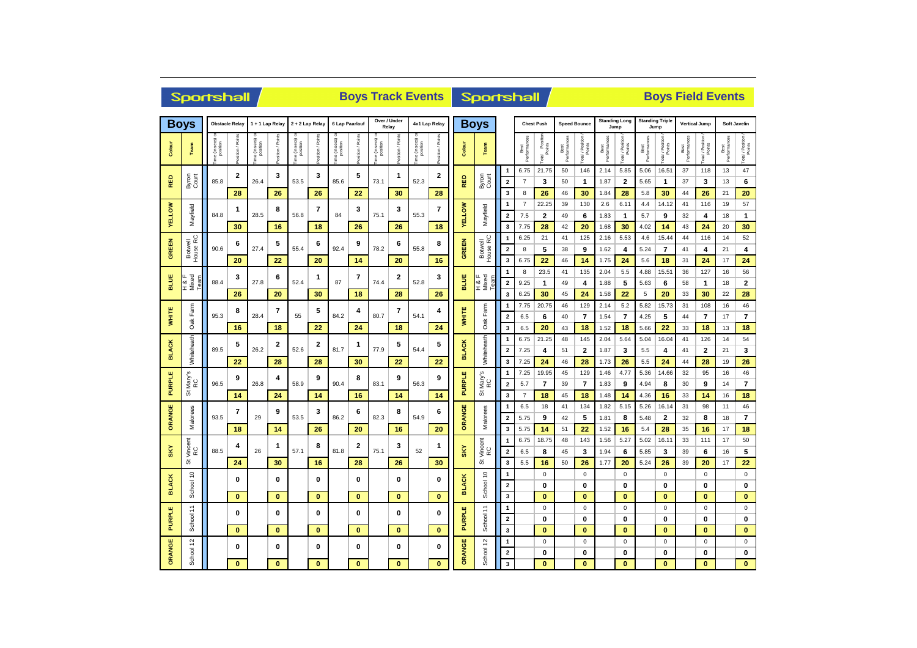## Sportshall — Boys Track Events

| Colour | Team | Obstacle Relay Time (in secs) or position | Obstacle Relay Position / Points | 1 + 1 Lap Relay Time (in secs) or position | 1 + 1 Lap Relay Position / Points | 2 + 2 Lap Relay Time (in secs) or position | 2 + 2 Lap Relay Position / Points | 6 Lap Paarlauf Time (in secs) or position | 6 Lap Paarlauf Position / Points | Over / Under Relay Time (in secs) or position | Over / Under Relay Position / Points | 4x1 Lap Relay Time (in secs) or position | 4x1 Lap Relay Position / Points |
|---|---|---|---|---|---|---|---|---|---|---|---|---|---|
| RED | Byron Court | 85.8 | 2 | 26.4 | 3 | 53.5 | 3 | 85.6 | 5 | 73.1 | 1 | 52.3 | 2 |
| | | | 28 | | 26 | | 26 | | 22 | | 30 | | 28 |
| YELLOW | Mayfield | 84.8 | 1 | 28.5 | 8 | 56.8 | 7 | 84 | 3 | 75.1 | 3 | 55.3 | 7 |
| | | | 30 | | 16 | | 18 | | 26 | | 26 | | 18 |
| GREEN | Botwell House RC | 90.6 | 6 | 27.4 | 5 | 55.4 | 6 | 92.4 | 9 | 78.2 | 6 | 55.8 | 8 |
| | | | 20 | | 22 | | 20 | | 14 | | 20 | | 16 |
| BLUE | H & F Mixed Team | 88.4 | 3 | 27.8 | 6 | 52.4 | 1 | 87 | 7 | 74.4 | 2 | 52.8 | 3 |
| | | | 26 | | 20 | | 30 | | 18 | | 28 | | 26 |
| WHITE | Oak Farm | 95.3 | 8 | 28.4 | 7 | 55 | 5 | 84.2 | 4 | 80.7 | 7 | 54.1 | 4 |
| | | | 16 | | 18 | | 22 | | 24 | | 18 | | 24 |
| BLACK | Whiteheath | 89.5 | 5 | 26.2 | 2 | 52.6 | 2 | 81.7 | 1 | 77.9 | 5 | 54.4 | 5 |
| | | | 22 | | 28 | | 28 | | 30 | | 22 | | 22 |
| PURPLE | St Mary's RC | 96.5 | 9 | 26.8 | 4 | 58.9 | 9 | 90.4 | 8 | 83.1 | 9 | 56.3 | 9 |
| | | | 14 | | 24 | | 14 | | 16 | | 14 | | 14 |
| ORANGE | Malorees | 93.5 | 7 | 29 | 9 | 53.5 | 3 | 86.2 | 6 | 82.3 | 8 | 54.9 | 6 |
| | | | 18 | | 14 | | 26 | | 20 | | 16 | | 20 |
| SKY | St Vincent RC | 88.5 | 4 | 26 | 1 | 57.1 | 8 | 81.8 | 2 | 75.1 | 3 | 52 | 1 |
| | | | 24 | | 30 | | 16 | | 28 | | 26 | | 30 |
| BLACK | School 10 | | 0 | | 0 | | 0 | | 0 | | 0 | | 0 |
| | | | 0 | | 0 | | 0 | | 0 | | 0 | | 0 |
| PURPLE | School 11 | | 0 | | 0 | | 0 | | 0 | | 0 | | 0 |
| | | | 0 | | 0 | | 0 | | 0 | | 0 | | 0 |
| ORANGE | School 12 | | 0 | | 0 | | 0 | | 0 | | 0 | | 0 |
| | | | 0 | | 0 | | 0 | | 0 | | 0 | | 0 |

## Sportshall — Boys Field Events

| Colour | Team | | Chest Push Best Performances | Chest Push Total / Position / Points | Speed Bounce Best Performances | Speed Bounce Total / Position / Points | Standing Long Jump Best Performances | Standing Long Jump Total / Position / Points | Standing Triple Jump Best Performances | Standing Triple Jump Total / Position / Points | Vertical Jump Best Performances | Vertical Jump Total / Position / Points | Soft Javelin Best Performances | Soft Javelin Total / Position / Points |
|---|---|---|---|---|---|---|---|---|---|---|---|---|---|---|
| RED | Byron Court | 1 | 6.75 | 21.75 | 50 | 146 | 2.14 | 5.85 | 5.06 | 16.51 | 37 | 118 | 13 | 47 |
| | | 2 | 7 | 3 | 50 | 1 | 1.87 | 2 | 5.65 | 1 | 37 | 3 | 13 | 6 |
| | | 3 | 8 | 26 | 46 | 30 | 1.84 | 28 | 5.8 | 30 | 44 | 26 | 21 | 20 |
| YELLOW | Mayfield | 1 | 7 | 22.25 | 39 | 130 | 2.6 | 6.11 | 4.4 | 14.12 | 41 | 116 | 19 | 57 |
| | | 2 | 7.5 | 2 | 49 | 6 | 1.83 | 1 | 5.7 | 9 | 32 | 4 | 18 | 1 |
| | | 3 | 7.75 | 28 | 42 | 20 | 1.68 | 30 | 4.02 | 14 | 43 | 24 | 20 | 30 |
| GREEN | Botwell House RC | 1 | 6.25 | 21 | 41 | 125 | 2.16 | 5.53 | 4.6 | 15.44 | 44 | 116 | 14 | 52 |
| | | 2 | 8 | 5 | 38 | 9 | 1.62 | 4 | 5.24 | 7 | 41 | 4 | 21 | 4 |
| | | 3 | 6.75 | 22 | 46 | 14 | 1.75 | 24 | 5.6 | 18 | 31 | 24 | 17 | 24 |
| BLUE | H & F Mixed Team | 1 | 8 | 23.5 | 41 | 135 | 2.04 | 5.5 | 4.88 | 15.51 | 36 | 127 | 16 | 56 |
| | | 2 | 9.25 | 1 | 49 | 4 | 1.88 | 5 | 5.63 | 6 | 58 | 1 | 18 | 2 |
| | | 3 | 6.25 | 30 | 45 | 24 | 1.58 | 22 | 5 | 20 | 33 | 30 | 22 | 28 |
| WHITE | Oak Farm | 1 | 7.75 | 20.75 | 46 | 129 | 2.14 | 5.2 | 5.82 | 15.73 | 31 | 108 | 16 | 46 |
| | | 2 | 6.5 | 6 | 40 | 7 | 1.54 | 7 | 4.25 | 5 | 44 | 7 | 17 | 7 |
| | | 3 | 6.5 | 20 | 43 | 18 | 1.52 | 18 | 5.66 | 22 | 33 | 18 | 13 | 18 |
| BLACK | Whiteheath | 1 | 6.75 | 21.25 | 48 | 145 | 2.04 | 5.64 | 5.04 | 16.04 | 41 | 126 | 14 | 54 |
| | | 2 | 7.25 | 4 | 51 | 2 | 1.87 | 3 | 5.5 | 4 | 41 | 2 | 21 | 3 |
| | | 3 | 7.25 | 24 | 46 | 28 | 1.73 | 26 | 5.5 | 24 | 44 | 28 | 19 | 26 |
| PURPLE | St Mary's RC | 1 | 7.25 | 19.95 | 45 | 129 | 1.46 | 4.77 | 5.36 | 14.66 | 32 | 95 | 16 | 46 |
| | | 2 | 5.7 | 7 | 39 | 7 | 1.83 | 9 | 4.94 | 8 | 30 | 9 | 14 | 7 |
| | | 3 | 7 | 18 | 45 | 18 | 1.48 | 14 | 4.36 | 16 | 33 | 14 | 16 | 18 |
| ORANGE | Malorees | 1 | 6.5 | 18 | 41 | 134 | 1.82 | 5.15 | 5.26 | 16.14 | 31 | 98 | 11 | 46 |
| | | 2 | 5.75 | 9 | 42 | 5 | 1.81 | 8 | 5.48 | 2 | 32 | 8 | 18 | 7 |
| | | 3 | 5.75 | 14 | 51 | 22 | 1.52 | 16 | 5.4 | 28 | 35 | 16 | 17 | 18 |
| SKY | St Vincent RC | 1 | 6.75 | 18.75 | 48 | 143 | 1.56 | 5.27 | 5.02 | 16.11 | 33 | 111 | 17 | 50 |
| | | 2 | 6.5 | 8 | 45 | 3 | 1.94 | 6 | 5.85 | 3 | 39 | 6 | 16 | 5 |
| | | 3 | 5.5 | 16 | 50 | 26 | 1.77 | 20 | 5.24 | 26 | 39 | 20 | 17 | 22 |
| BLACK | School 10 | 1 | | 0 | | 0 | | 0 | | 0 | | 0 | | 0 |
| | | 2 | | 0 | | 0 | | 0 | | 0 | | 0 | | 0 |
| | | 3 | | 0 | | 0 | | 0 | | 0 | | 0 | | 0 |
| PURPLE | School 11 | 1 | | 0 | | 0 | | 0 | | 0 | | 0 | | 0 |
| | | 2 | | 0 | | 0 | | 0 | | 0 | | 0 | | 0 |
| | | 3 | | 0 | | 0 | | 0 | | 0 | | 0 | | 0 |
| ORANGE | School 12 | 1 | | 0 | | 0 | | 0 | | 0 | | 0 | | 0 |
| | | 2 | | 0 | | 0 | | 0 | | 0 | | 0 | | 0 |
| | | 3 | | 0 | | 0 | | 0 | | 0 | | 0 | | 0 |